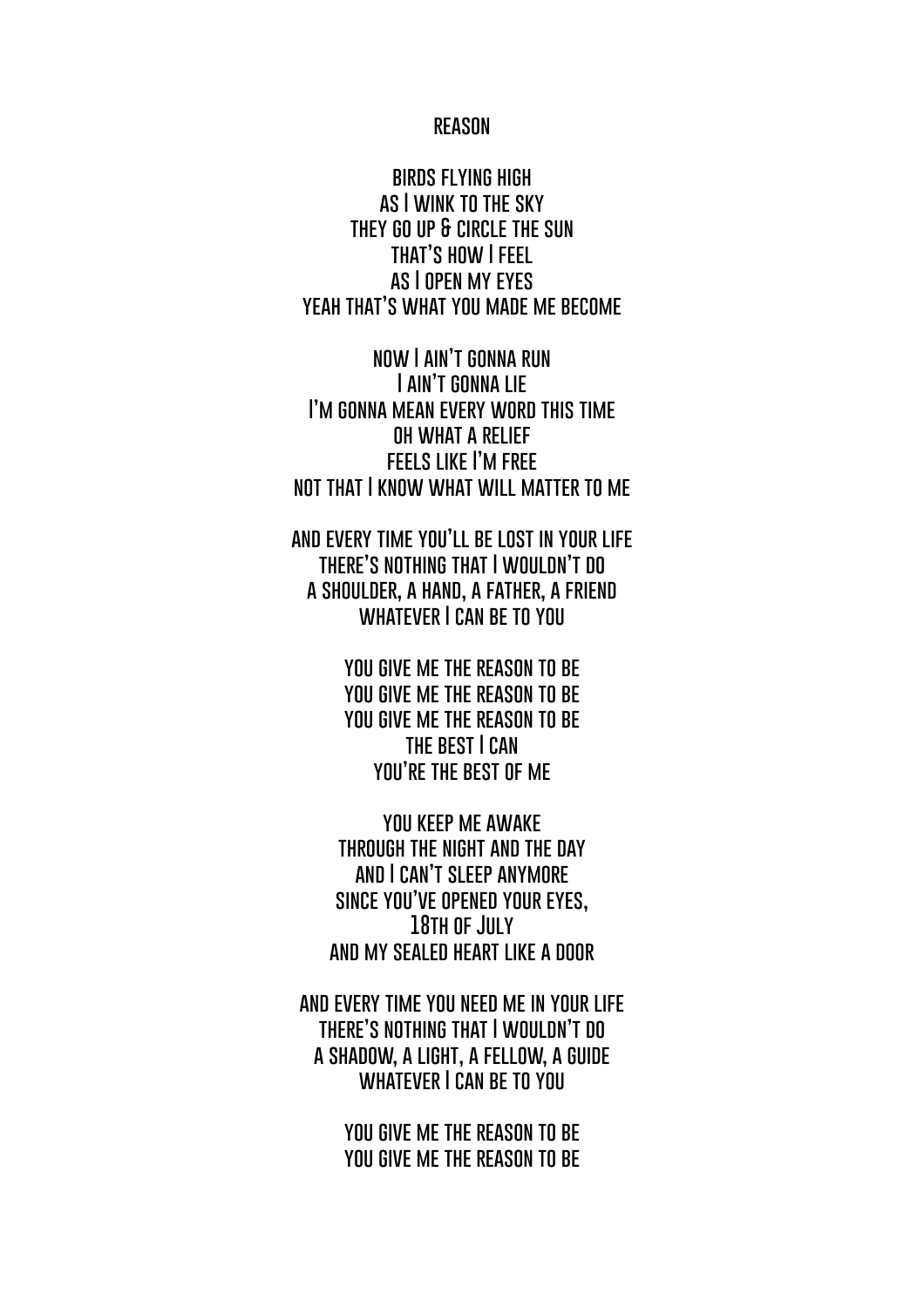# REASON

BIRDS FLYING HIGH
AS I WINK TO THE SKY
THEY GO UP & CIRCLE THE SUN
THAT'S HOW I FEEL
AS I OPEN MY EYES
YEAH THAT'S WHAT YOU MADE ME BECOME

NOW I AIN'T GONNA RUN
I AIN'T GONNA LIE
I'M GONNA MEAN EVERY WORD THIS TIME
OH WHAT A RELIEF
FEELS LIKE I'M FREE
NOT THAT I KNOW WHAT WILL MATTER TO ME

AND EVERY TIME YOU'LL BE LOST IN YOUR LIFE
THERE'S NOTHING THAT I WOULDN'T DO
A SHOULDER, A HAND, A FATHER, A FRIEND
WHATEVER I CAN BE TO YOU

YOU GIVE ME THE REASON TO BE
YOU GIVE ME THE REASON TO BE
YOU GIVE ME THE REASON TO BE
THE BEST I CAN
YOU'RE THE BEST OF ME

YOU KEEP ME AWAKE
THROUGH THE NIGHT AND THE DAY
AND I CAN'T SLEEP ANYMORE
SINCE YOU'VE OPENED YOUR EYES,
18TH OF JULY
AND MY SEALED HEART LIKE A DOOR

AND EVERY TIME YOU NEED ME IN YOUR LIFE
THERE'S NOTHING THAT I WOULDN'T DO
A SHADOW, A LIGHT, A FELLOW, A GUIDE
WHATEVER I CAN BE TO YOU

YOU GIVE ME THE REASON TO BE
YOU GIVE ME THE REASON TO BE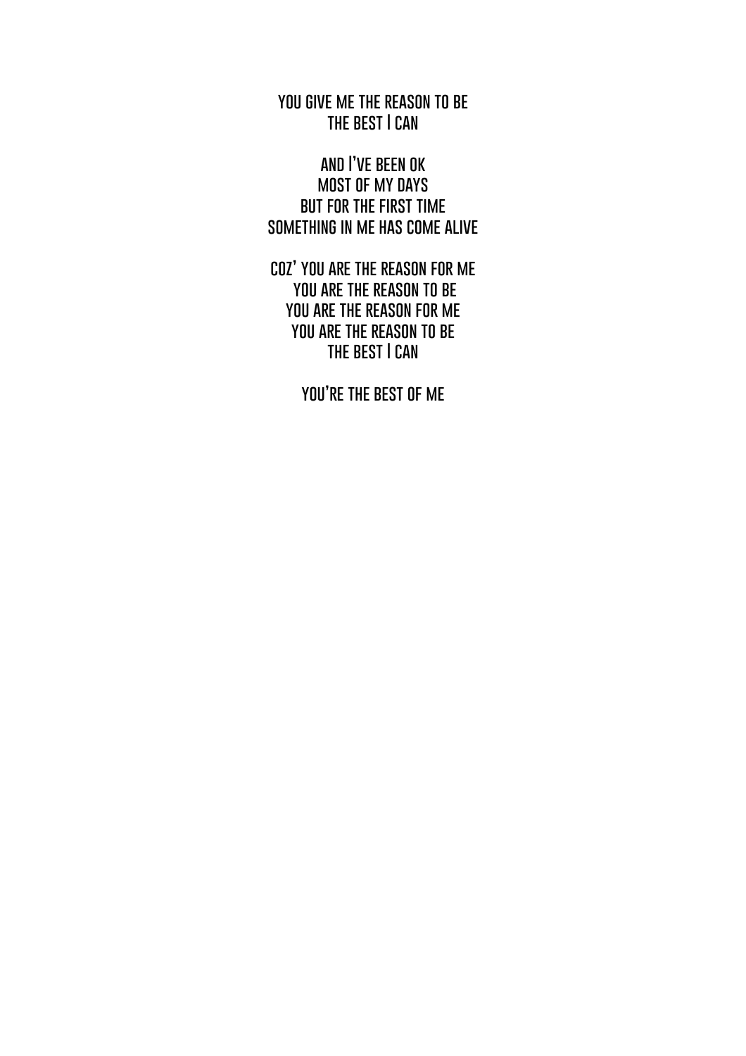YOU GIVE ME THE REASON TO BE
THE BEST I CAN

AND I'VE BEEN OK
MOST OF MY DAYS
BUT FOR THE FIRST TIME
SOMETHING IN ME HAS COME ALIVE

COZ' YOU ARE THE REASON FOR ME
YOU ARE THE REASON TO BE
YOU ARE THE REASON FOR ME
YOU ARE THE REASON TO BE
THE BEST I CAN

YOU'RE THE BEST OF ME